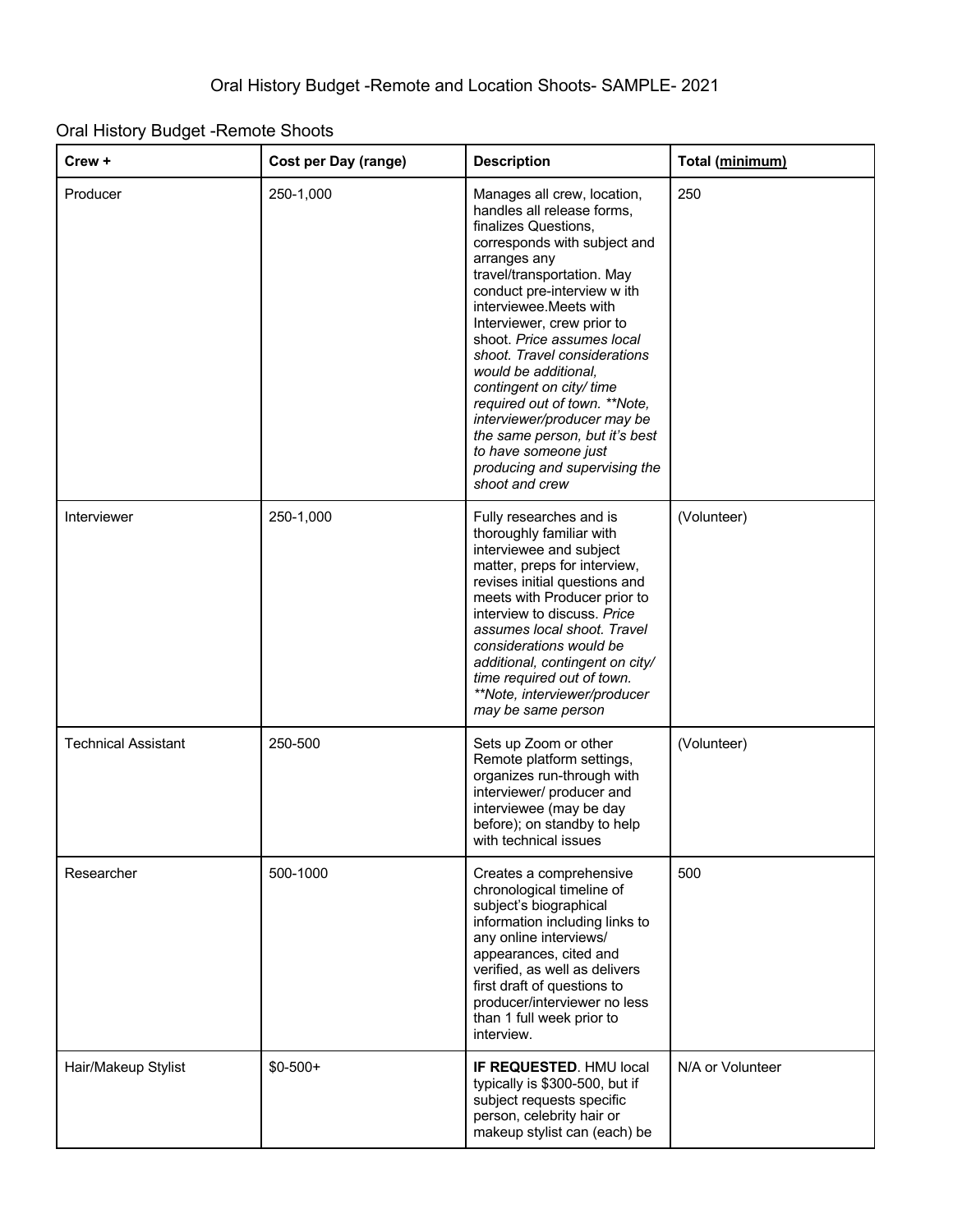# Oral History Budget -Remote and Location Shoots- SAMPLE- 2021

## Oral History Budget -Remote Shoots

| Crew + | Cost per Day (range) | Description | Total (<u>minimum</u>) |
|---|---|---|---|
| Producer | 250-1,000 | Manages all crew, location, handles all release forms, finalizes Questions, corresponds with subject and arranges any travel/transportation. May conduct pre-interview w ith interviewee.Meets with Interviewer, crew prior to shoot. *Price assumes local shoot. Travel considerations would be additional, contingent on city/ time required out of town. **Note, interviewer/producer may be the same person, but it's best to have someone just producing and supervising the shoot and crew* | 250 |
| Interviewer | 250-1,000 | Fully researches and is thoroughly familiar with interviewee and subject matter, preps for interview, revises initial questions and meets with Producer prior to interview to discuss. *Price assumes local shoot. Travel considerations would be additional, contingent on city/ time required out of town. **Note, interviewer/producer may be same person* | (Volunteer) |
| Technical Assistant | 250-500 | Sets up Zoom or other Remote platform settings, organizes run-through with interviewer/ producer and interviewee (may be day before); on standby to help with technical issues | (Volunteer) |
| Researcher | 500-1000 | Creates a comprehensive chronological timeline of subject's biographical information including links to any online interviews/ appearances, cited and verified, as well as delivers first draft of questions to producer/interviewer no less than 1 full week prior to interview. | 500 |
| Hair/Makeup Stylist | $0-500+ | **IF REQUESTED**. HMU local typically is $300-500, but if subject requests specific person, celebrity hair or makeup stylist can (each) be | N/A or Volunteer |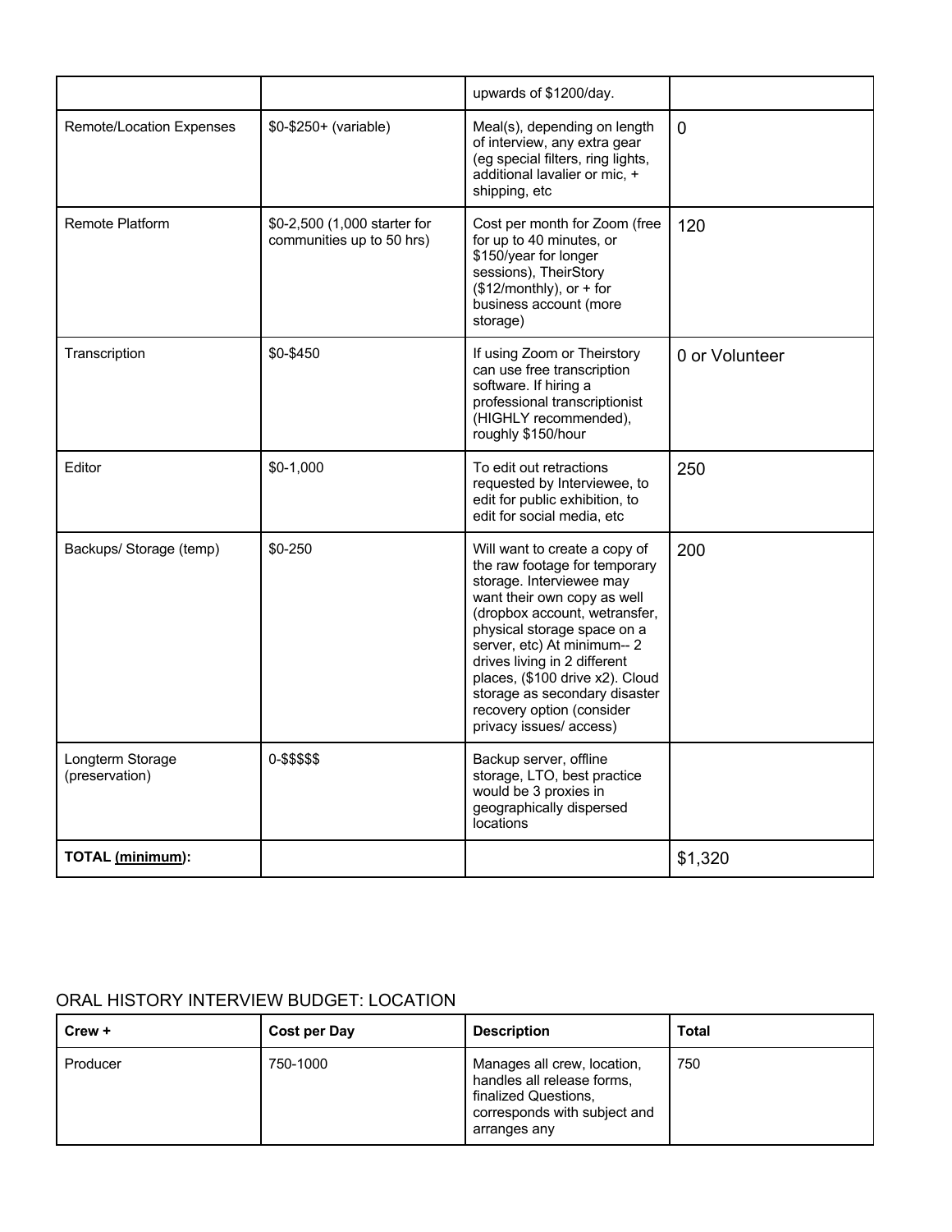| | | upwards of $1200/day. | |
|---|---|---|---|
| Remote/Location Expenses | $0-$250+ (variable) | Meal(s), depending on length of interview, any extra gear (eg special filters, ring lights, additional lavalier or mic, + shipping, etc | 0 |
| Remote Platform | $0-2,500 (1,000 starter for communities up to 50 hrs) | Cost per month for Zoom (free for up to 40 minutes, or $150/year for longer sessions), TheirStory ($12/monthly), or + for business account (more storage) | 120 |
| Transcription | $0-$450 | If using Zoom or Theirstory can use free transcription software. If hiring a professional transcriptionist (HIGHLY recommended), roughly $150/hour | 0 or Volunteer |
| Editor | $0-1,000 | To edit out retractions requested by Interviewee, to edit for public exhibition, to edit for social media, etc | 250 |
| Backups/ Storage (temp) | $0-250 | Will want to create a copy of the raw footage for temporary storage. Interviewee may want their own copy as well (dropbox account, wetransfer, physical storage space on a server, etc) At minimum-- 2 drives living in 2 different places, ($100 drive x2). Cloud storage as secondary disaster recovery option (consider privacy issues/ access) | 200 |
| Longterm Storage (preservation) | 0-$$$$$ | Backup server, offline storage, LTO, best practice would be 3 proxies in geographically dispersed locations | |
| **TOTAL (minimum):** | | | $1,320 |

ORAL HISTORY INTERVIEW BUDGET: LOCATION

| Crew + | Cost per Day | Description | Total |
|---|---|---|---|
| Producer | 750-1000 | Manages all crew, location, handles all release forms, finalized Questions, corresponds with subject and arranges any | 750 |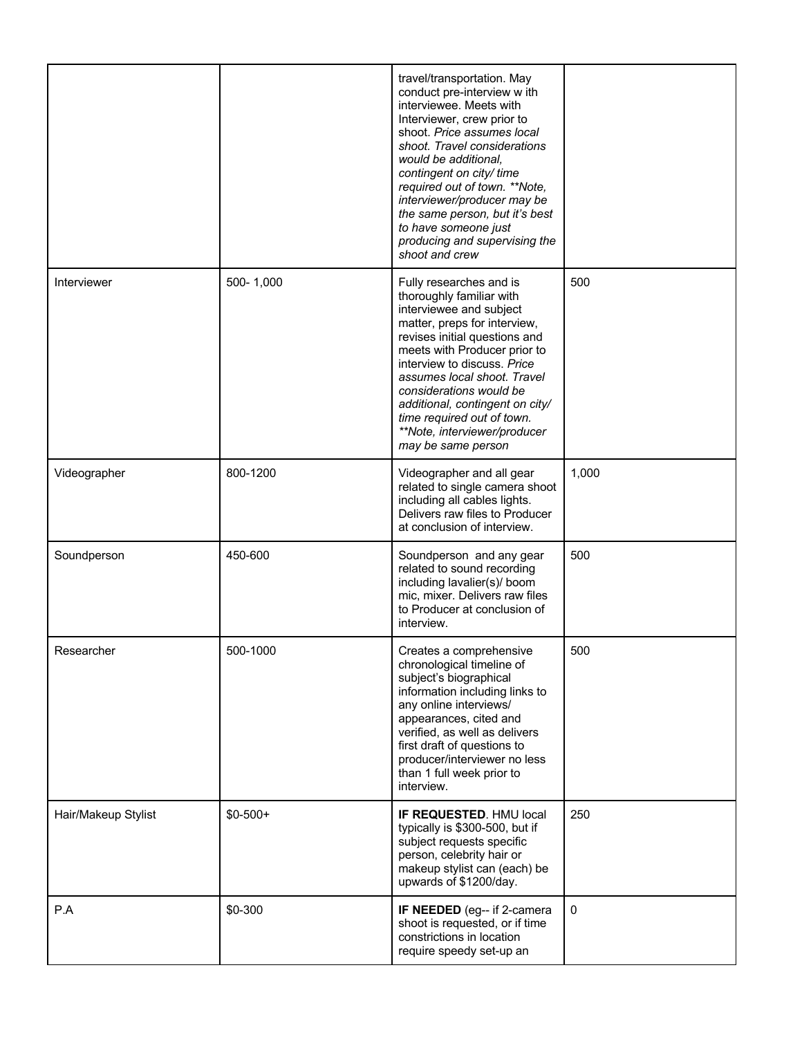| | | | |
|---|---|---|---|
| | | travel/transportation. May conduct pre-interview w ith interviewee. Meets with Interviewer, crew prior to shoot. *Price assumes local shoot. Travel considerations would be additional, contingent on city/ time required out of town. **Note, interviewer/producer may be the same person, but it's best to have someone just producing and supervising the shoot and crew* | |
| Interviewer | 500- 1,000 | Fully researches and is thoroughly familiar with interviewee and subject matter, preps for interview, revises initial questions and meets with Producer prior to interview to discuss. *Price assumes local shoot. Travel considerations would be additional, contingent on city/ time required out of town. **Note, interviewer/producer may be same person* | 500 |
| Videographer | 800-1200 | Videographer and all gear related to single camera shoot including all cables lights. Delivers raw files to Producer at conclusion of interview. | 1,000 |
| Soundperson | 450-600 | Soundperson and any gear related to sound recording including lavalier(s)/ boom mic, mixer. Delivers raw files to Producer at conclusion of interview. | 500 |
| Researcher | 500-1000 | Creates a comprehensive chronological timeline of subject's biographical information including links to any online interviews/ appearances, cited and verified, as well as delivers first draft of questions to producer/interviewer no less than 1 full week prior to interview. | 500 |
| Hair/Makeup Stylist | $0-500+ | **IF REQUESTED**. HMU local typically is $300-500, but if subject requests specific person, celebrity hair or makeup stylist can (each) be upwards of $1200/day. | 250 |
| P.A | $0-300 | **IF NEEDED** (eg-- if 2-camera shoot is requested, or if time constrictions in location require speedy set-up an | 0 |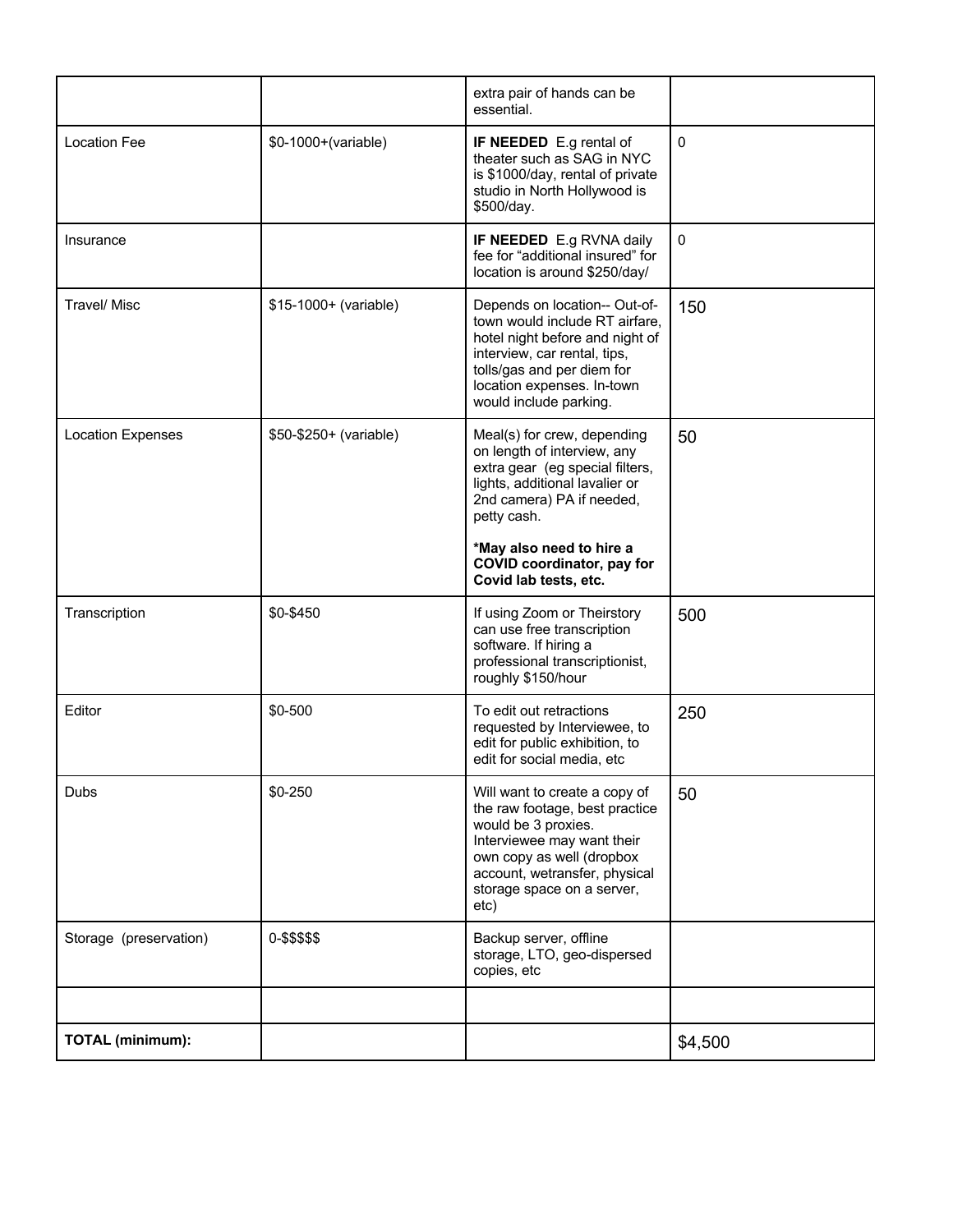| | | | |
|---|---|---|---|
| | | extra pair of hands can be essential. | |
| Location Fee | $0-1000+(variable) | **IF NEEDED** E.g rental of theater such as SAG in NYC is $1000/day, rental of private studio in North Hollywood is $500/day. | 0 |
| Insurance | | **IF NEEDED** E.g RVNA daily fee for "additional insured" for location is around $250/day/ | 0 |
| Travel/ Misc | $15-1000+ (variable) | Depends on location-- Out-of-town would include RT airfare, hotel night before and night of interview, car rental, tips, tolls/gas and per diem for location expenses. In-town would include parking. | 150 |
| Location Expenses | $50-$250+ (variable) | Meal(s) for crew, depending on length of interview, any extra gear (eg special filters, lights, additional lavalier or 2nd camera) PA if needed, petty cash.<br><br>**\*May also need to hire a COVID coordinator, pay for Covid lab tests, etc.** | 50 |
| Transcription | $0-$450 | If using Zoom or Theirstory can use free transcription software. If hiring a professional transcriptionist, roughly $150/hour | 500 |
| Editor | $0-500 | To edit out retractions requested by Interviewee, to edit for public exhibition, to edit for social media, etc | 250 |
| Dubs | $0-250 | Will want to create a copy of the raw footage, best practice would be 3 proxies. Interviewee may want their own copy as well (dropbox account, wetransfer, physical storage space on a server, etc) | 50 |
| Storage (preservation) | 0-$$$$$ | Backup server, offline storage, LTO, geo-dispersed copies, etc | |
| | | | |
| **TOTAL (minimum):** | | | $4,500 |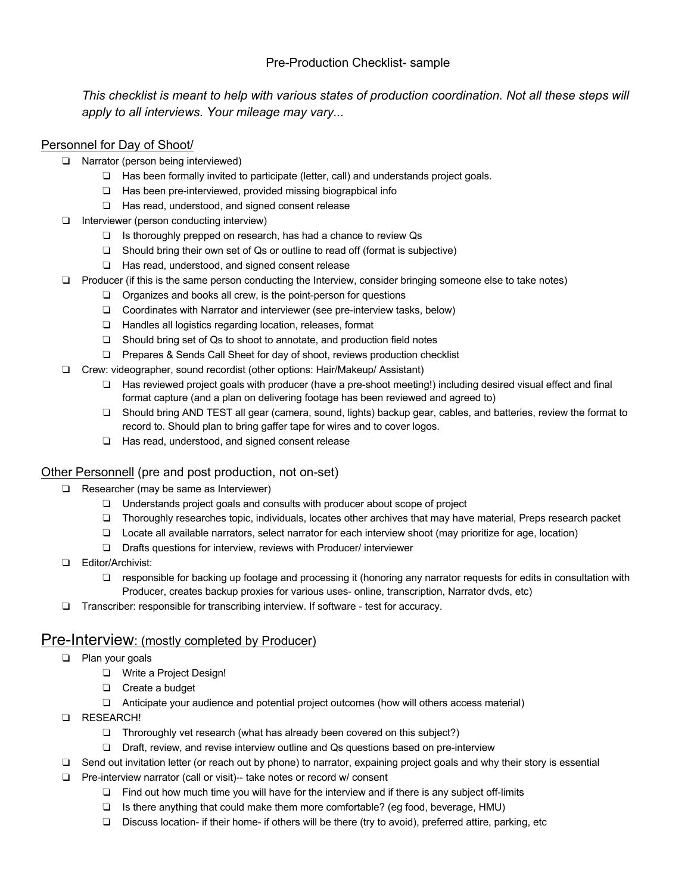Pre-Production Checklist- sample

*This checklist is meant to help with various states of production coordination. Not all these steps will apply to all interviews. Your mileage may vary...*

## Personnel for Day of Shoot/

- ❏ Narrator (person being interviewed)
  - ❏ Has been formally invited to participate (letter, call) and understands project goals.
  - ❏ Has been pre-interviewed, provided missing biograpbical info
  - ❏ Has read, understood, and signed consent release
- ❏ Interviewer (person conducting interview)
  - ❏ Is thoroughly prepped on research, has had a chance to review Qs
  - ❏ Should bring their own set of Qs or outline to read off (format is subjective)
  - ❏ Has read, understood, and signed consent release
- ❏ Producer (if this is the same person conducting the Interview, consider bringing someone else to take notes)
  - ❏ Organizes and books all crew, is the point-person for questions
  - ❏ Coordinates with Narrator and interviewer (see pre-interview tasks, below)
  - ❏ Handles all logistics regarding location, releases, format
  - ❏ Should bring set of Qs to shoot to annotate, and production field notes
  - ❏ Prepares & Sends Call Sheet for day of shoot, reviews production checklist
- ❏ Crew: videographer, sound recordist (other options: Hair/Makeup/ Assistant)
  - ❏ Has reviewed project goals with producer (have a pre-shoot meeting!) including desired visual effect and final format capture (and a plan on delivering footage has been reviewed and agreed to)
  - ❏ Should bring AND TEST all gear (camera, sound, lights) backup gear, cables, and batteries, review the format to record to. Should plan to bring gaffer tape for wires and to cover logos.
  - ❏ Has read, understood, and signed consent release

## Other Personnell (pre and post production, not on-set)

- ❏ Researcher (may be same as Interviewer)
  - ❏ Understands project goals and consults with producer about scope of project
  - ❏ Thoroughly researches topic, individuals, locates other archives that may have material, Preps research packet
  - ❏ Locate all available narrators, select narrator for each interview shoot (may prioritize for age, location)
  - ❏ Drafts questions for interview, reviews with Producer/ interviewer
- ❏ Editor/Archivist:
  - ❏ responsible for backing up footage and processing it (honoring any narrator requests for edits in consultation with Producer, creates backup proxies for various uses- online, transcription, Narrator dvds, etc)
- ❏ Transcriber: responsible for transcribing interview. If software - test for accuracy.

## Pre-Interview: (mostly completed by Producer)

- ❏ Plan your goals
  - ❏ Write a Project Design!
  - ❏ Create a budget
  - ❏ Anticipate your audience and potential project outcomes (how will others access material)
- ❏ RESEARCH!
  - ❏ Throroughly vet research (what has already been covered on this subject?)
  - ❏ Draft, review, and revise interview outline and Qs questions based on pre-interview
- ❏ Send out invitation letter (or reach out by phone) to narrator, expaining project goals and why their story is essential
- ❏ Pre-interview narrator (call or visit)-- take notes or record w/ consent
  - ❏ Find out how much time you will have for the interview and if there is any subject off-limits
  - ❏ Is there anything that could make them more comfortable? (eg food, beverage, HMU)
  - ❏ Discuss location- if their home- if others will be there (try to avoid), preferred attire, parking, etc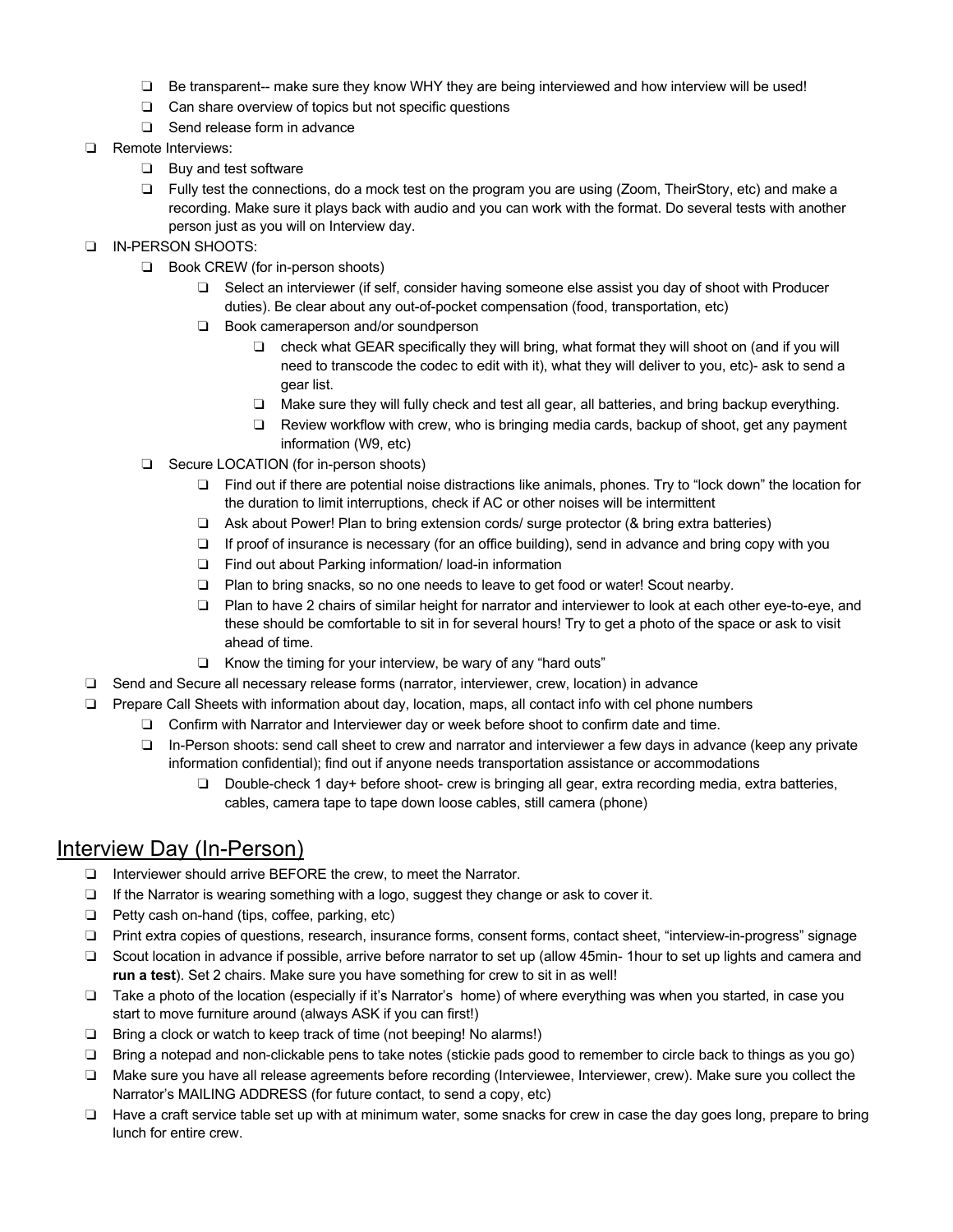- ❑ Be transparent-- make sure they know WHY they are being interviewed and how interview will be used!
    - ❑ Can share overview of topics but not specific questions
    - ❑ Send release form in advance
- ❑ Remote Interviews:
    - ❑ Buy and test software
    - ❑ Fully test the connections, do a mock test on the program you are using (Zoom, TheirStory, etc) and make a recording. Make sure it plays back with audio and you can work with the format. Do several tests with another person just as you will on Interview day.
- ❑ IN-PERSON SHOOTS:
    - ❑ Book CREW (for in-person shoots)
        - ❑ Select an interviewer (if self, consider having someone else assist you day of shoot with Producer duties). Be clear about any out-of-pocket compensation (food, transportation, etc)
        - ❑ Book cameraperson and/or soundperson
            - ❑ check what GEAR specifically they will bring, what format they will shoot on (and if you will need to transcode the codec to edit with it), what they will deliver to you, etc)- ask to send a gear list.
            - ❑ Make sure they will fully check and test all gear, all batteries, and bring backup everything.
            - ❑ Review workflow with crew, who is bringing media cards, backup of shoot, get any payment information (W9, etc)
    - ❑ Secure LOCATION (for in-person shoots)
        - ❑ Find out if there are potential noise distractions like animals, phones. Try to "lock down" the location for the duration to limit interruptions, check if AC or other noises will be intermittent
        - ❑ Ask about Power! Plan to bring extension cords/ surge protector (& bring extra batteries)
        - ❑ If proof of insurance is necessary (for an office building), send in advance and bring copy with you
        - ❑ Find out about Parking information/ load-in information
        - ❑ Plan to bring snacks, so no one needs to leave to get food or water! Scout nearby.
        - ❑ Plan to have 2 chairs of similar height for narrator and interviewer to look at each other eye-to-eye, and these should be comfortable to sit in for several hours! Try to get a photo of the space or ask to visit ahead of time.
        - ❑ Know the timing for your interview, be wary of any "hard outs"
- ❑ Send and Secure all necessary release forms (narrator, interviewer, crew, location) in advance
- ❑ Prepare Call Sheets with information about day, location, maps, all contact info with cel phone numbers
    - ❑ Confirm with Narrator and Interviewer day or week before shoot to confirm date and time.
    - ❑ In-Person shoots: send call sheet to crew and narrator and interviewer a few days in advance (keep any private information confidential); find out if anyone needs transportation assistance or accommodations
        - ❑ Double-check 1 day+ before shoot- crew is bringing all gear, extra recording media, extra batteries, cables, camera tape to tape down loose cables, still camera (phone)

## Interview Day (In-Person)

- ❑ Interviewer should arrive BEFORE the crew, to meet the Narrator.
- ❑ If the Narrator is wearing something with a logo, suggest they change or ask to cover it.
- ❑ Petty cash on-hand (tips, coffee, parking, etc)
- ❑ Print extra copies of questions, research, insurance forms, consent forms, contact sheet, "interview-in-progress" signage
- ❑ Scout location in advance if possible, arrive before narrator to set up (allow 45min- 1hour to set up lights and camera and **run a test**). Set 2 chairs. Make sure you have something for crew to sit in as well!
- ❑ Take a photo of the location (especially if it's Narrator's home) of where everything was when you started, in case you start to move furniture around (always ASK if you can first!)
- ❑ Bring a clock or watch to keep track of time (not beeping! No alarms!)
- ❑ Bring a notepad and non-clickable pens to take notes (stickie pads good to remember to circle back to things as you go)
- ❑ Make sure you have all release agreements before recording (Interviewee, Interviewer, crew). Make sure you collect the Narrator's MAILING ADDRESS (for future contact, to send a copy, etc)
- ❑ Have a craft service table set up with at minimum water, some snacks for crew in case the day goes long, prepare to bring lunch for entire crew.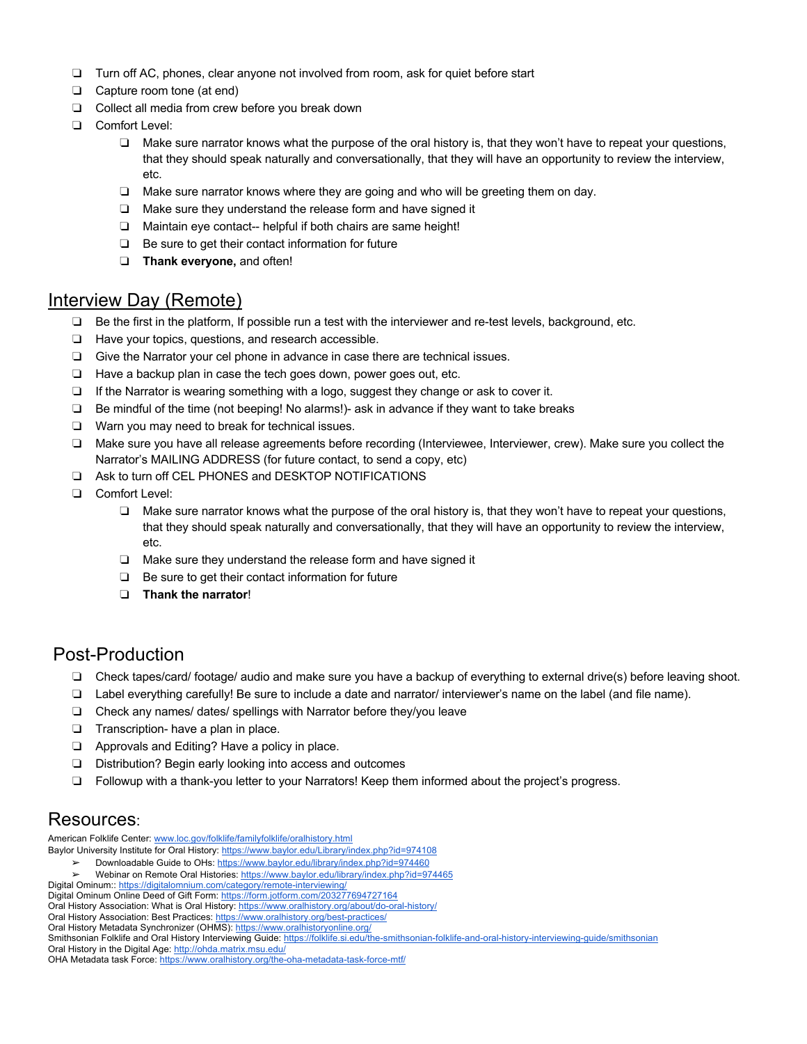- ❏ Turn off AC, phones, clear anyone not involved from room, ask for quiet before start
- ❏ Capture room tone (at end)
- ❏ Collect all media from crew before you break down
- ❏ Comfort Level:
    - ❏ Make sure narrator knows what the purpose of the oral history is, that they won't have to repeat your questions, that they should speak naturally and conversationally, that they will have an opportunity to review the interview, etc.
    - ❏ Make sure narrator knows where they are going and who will be greeting them on day.
    - ❏ Make sure they understand the release form and have signed it
    - ❏ Maintain eye contact-- helpful if both chairs are same height!
    - ❏ Be sure to get their contact information for future
    - ❏ **Thank everyone,** and often!

## Interview Day (Remote)

- ❏ Be the first in the platform, If possible run a test with the interviewer and re-test levels, background, etc.
- ❏ Have your topics, questions, and research accessible.
- ❏ Give the Narrator your cel phone in advance in case there are technical issues.
- ❏ Have a backup plan in case the tech goes down, power goes out, etc.
- ❏ If the Narrator is wearing something with a logo, suggest they change or ask to cover it.
- ❏ Be mindful of the time (not beeping! No alarms!)- ask in advance if they want to take breaks
- ❏ Warn you may need to break for technical issues.
- ❏ Make sure you have all release agreements before recording (Interviewee, Interviewer, crew). Make sure you collect the Narrator's MAILING ADDRESS (for future contact, to send a copy, etc)
- ❏ Ask to turn off CEL PHONES and DESKTOP NOTIFICATIONS
- ❏ Comfort Level:
    - ❏ Make sure narrator knows what the purpose of the oral history is, that they won't have to repeat your questions, that they should speak naturally and conversationally, that they will have an opportunity to review the interview, etc.
    - ❏ Make sure they understand the release form and have signed it
    - ❏ Be sure to get their contact information for future
    - ❏ **Thank the narrator**!

## Post-Production

- ❏ Check tapes/card/ footage/ audio and make sure you have a backup of everything to external drive(s) before leaving shoot.
- ❏ Label everything carefully! Be sure to include a date and narrator/ interviewer's name on the label (and file name).
- ❏ Check any names/ dates/ spellings with Narrator before they/you leave
- ❏ Transcription- have a plan in place.
- ❏ Approvals and Editing? Have a policy in place.
- ❏ Distribution? Begin early looking into access and outcomes
- ❏ Followup with a thank-you letter to your Narrators! Keep them informed about the project's progress.

## Resources:

American Folklife Center: www.loc.gov/folklife/familyfolklife/oralhistory.html
Baylor University Institute for Oral History: https://www.baylor.edu/Library/index.php?id=974108
- ➢ Downloadable Guide to OHs: https://www.baylor.edu/library/index.php?id=974460
- ➢ Webinar on Remote Oral Histories: https://www.baylor.edu/library/index.php?id=974465

Digital Ominum:: https://digitalomnium.com/category/remote-interviewing/
Digital Ominum Online Deed of Gift Form: https://form.jotform.com/203277694727164
Oral History Association: What is Oral History: https://www.oralhistory.org/about/do-oral-history/
Oral History Association: Best Practices: https://www.oralhistory.org/best-practices/
Oral History Metadata Synchronizer (OHMS): https://www.oralhistoryonline.org/
Smithsonian Folklife and Oral History Interviewing Guide: https://folklife.si.edu/the-smithsonian-folklife-and-oral-history-interviewing-guide/smithsonian
Oral History in the Digital Age: http://ohda.matrix.msu.edu/
OHA Metadata task Force: https://www.oralhistory.org/the-oha-metadata-task-force-mtf/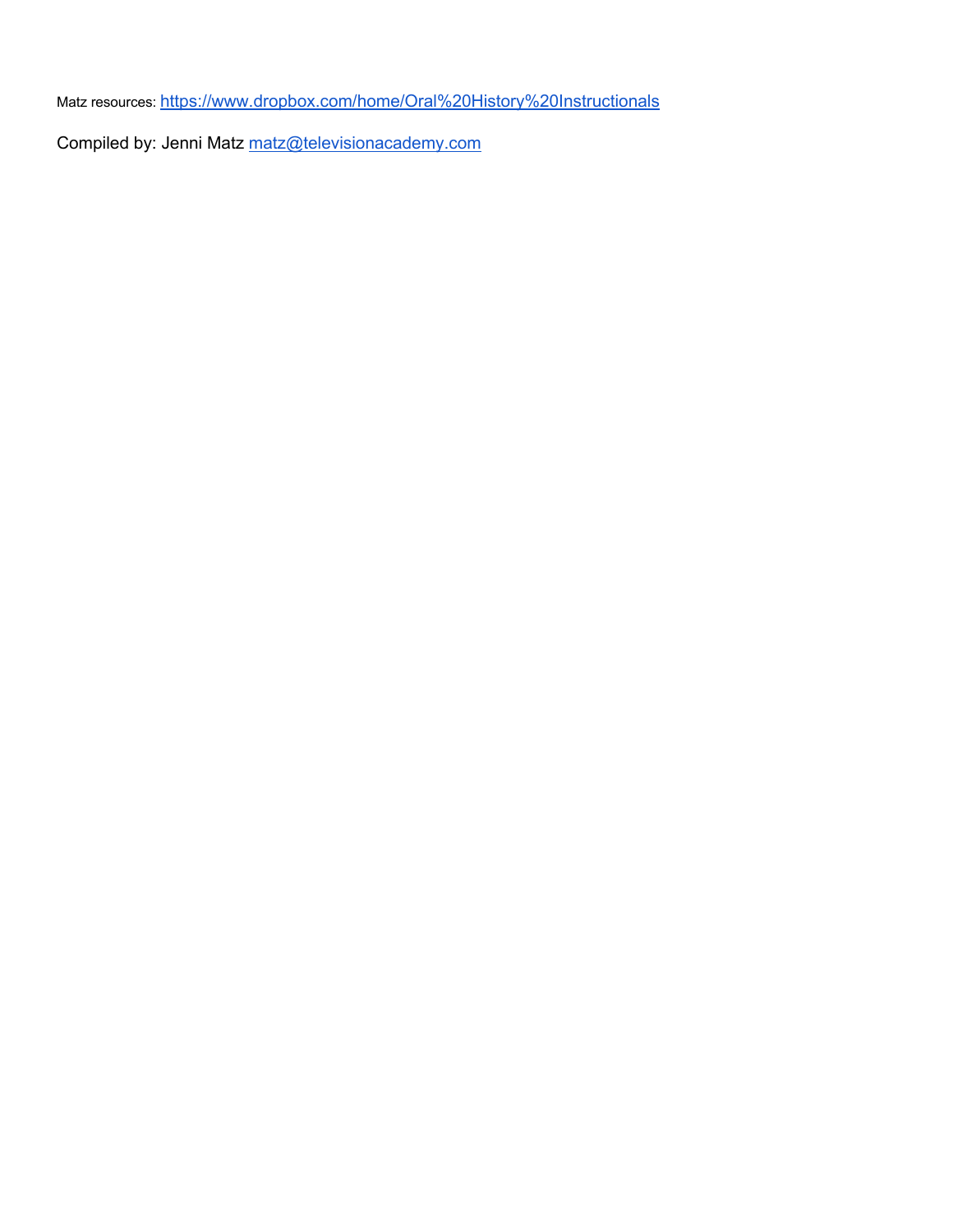Matz resources: [https://www.dropbox.com/home/Oral%20History%20Instructionals](https://www.dropbox.com/home/Oral%20History%20Instructionals)

Compiled by: Jenni Matz [matz@televisionacademy.com](mailto:matz@televisionacademy.com)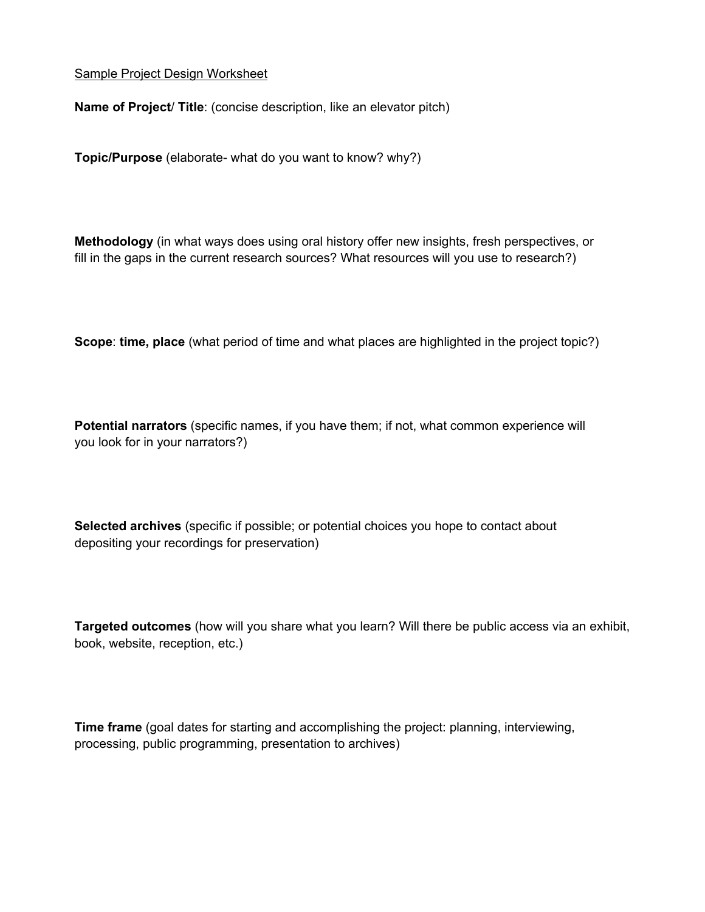Sample Project Design Worksheet

**Name of Project/ Title**: (concise description, like an elevator pitch)

**Topic/Purpose** (elaborate- what do you want to know? why?)

**Methodology** (in what ways does using oral history offer new insights, fresh perspectives, or fill in the gaps in the current research sources? What resources will you use to research?)

**Scope**: **time, place** (what period of time and what places are highlighted in the project topic?)

**Potential narrators** (specific names, if you have them; if not, what common experience will you look for in your narrators?)

**Selected archives** (specific if possible; or potential choices you hope to contact about depositing your recordings for preservation)

**Targeted outcomes** (how will you share what you learn? Will there be public access via an exhibit, book, website, reception, etc.)

**Time frame** (goal dates for starting and accomplishing the project: planning, interviewing, processing, public programming, presentation to archives)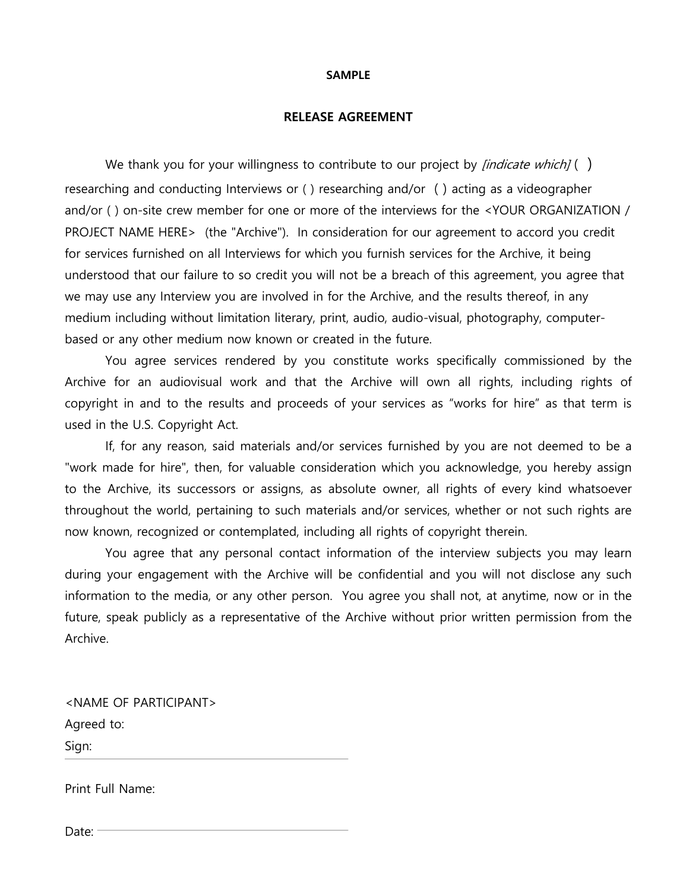**SAMPLE**

**RELEASE AGREEMENT**

We thank you for your willingness to contribute to our project by *[indicate which]* ( ) researching and conducting Interviews or ( ) researching and/or ( ) acting as a videographer and/or ( ) on-site crew member for one or more of the interviews for the <YOUR ORGANIZATION / PROJECT NAME HERE> (the "Archive"). In consideration for our agreement to accord you credit for services furnished on all Interviews for which you furnish services for the Archive, it being understood that our failure to so credit you will not be a breach of this agreement, you agree that we may use any Interview you are involved in for the Archive, and the results thereof, in any medium including without limitation literary, print, audio, audio-visual, photography, computer-based or any other medium now known or created in the future.

You agree services rendered by you constitute works specifically commissioned by the Archive for an audiovisual work and that the Archive will own all rights, including rights of copyright in and to the results and proceeds of your services as "works for hire" as that term is used in the U.S. Copyright Act.

If, for any reason, said materials and/or services furnished by you are not deemed to be a "work made for hire", then, for valuable consideration which you acknowledge, you hereby assign to the Archive, its successors or assigns, as absolute owner, all rights of every kind whatsoever throughout the world, pertaining to such materials and/or services, whether or not such rights are now known, recognized or contemplated, including all rights of copyright therein.

You agree that any personal contact information of the interview subjects you may learn during your engagement with the Archive will be confidential and you will not disclose any such information to the media, or any other person. You agree you shall not, at anytime, now or in the future, speak publicly as a representative of the Archive without prior written permission from the Archive.

<NAME OF PARTICIPANT>

Agreed to:

Sign: ______________________________

Print Full Name:

Date: ______________________________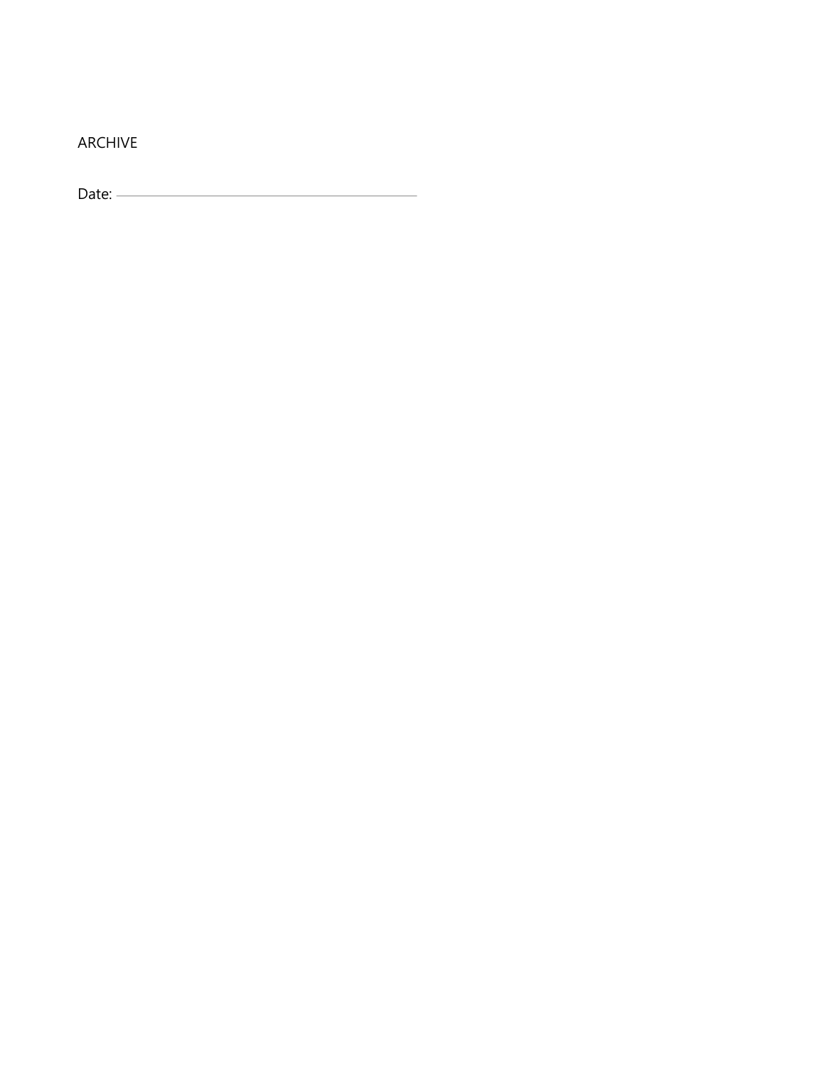ARCHIVE

Date: ______________________________________________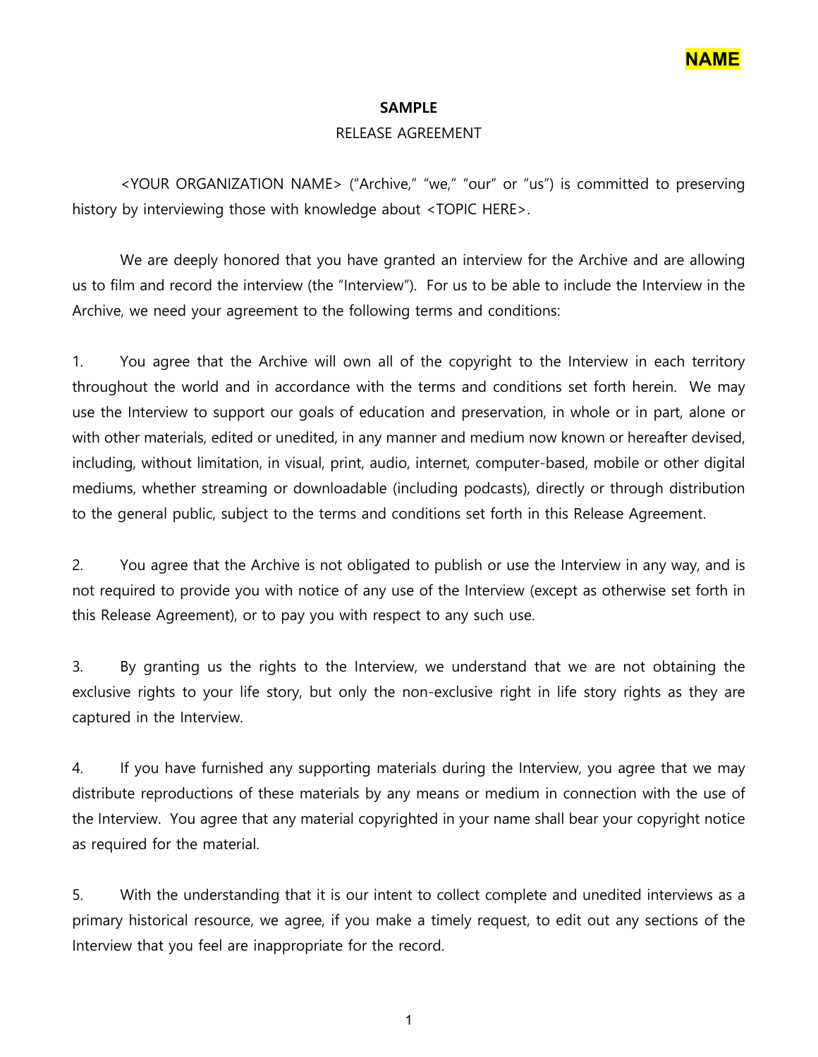**NAME**

**SAMPLE**

RELEASE AGREEMENT

<YOUR ORGANIZATION NAME> ("Archive," "we," "our" or "us") is committed to preserving history by interviewing those with knowledge about <TOPIC HERE>.

We are deeply honored that you have granted an interview for the Archive and are allowing us to film and record the interview (the "Interview"). For us to be able to include the Interview in the Archive, we need your agreement to the following terms and conditions:

1. You agree that the Archive will own all of the copyright to the Interview in each territory throughout the world and in accordance with the terms and conditions set forth herein. We may use the Interview to support our goals of education and preservation, in whole or in part, alone or with other materials, edited or unedited, in any manner and medium now known or hereafter devised, including, without limitation, in visual, print, audio, internet, computer-based, mobile or other digital mediums, whether streaming or downloadable (including podcasts), directly or through distribution to the general public, subject to the terms and conditions set forth in this Release Agreement.

2. You agree that the Archive is not obligated to publish or use the Interview in any way, and is not required to provide you with notice of any use of the Interview (except as otherwise set forth in this Release Agreement), or to pay you with respect to any such use.

3. By granting us the rights to the Interview, we understand that we are not obtaining the exclusive rights to your life story, but only the non-exclusive right in life story rights as they are captured in the Interview.

4. If you have furnished any supporting materials during the Interview, you agree that we may distribute reproductions of these materials by any means or medium in connection with the use of the Interview. You agree that any material copyrighted in your name shall bear your copyright notice as required for the material.

5. With the understanding that it is our intent to collect complete and unedited interviews as a primary historical resource, we agree, if you make a timely request, to edit out any sections of the Interview that you feel are inappropriate for the record.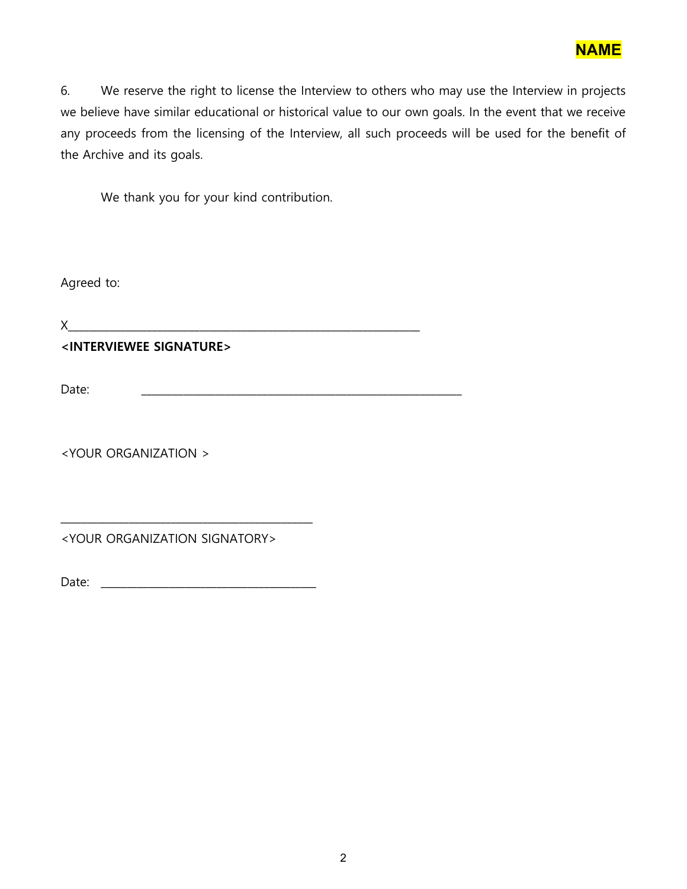**NAME**

6. We reserve the right to license the Interview to others who may use the Interview in projects we believe have similar educational or historical value to our own goals. In the event that we receive any proceeds from the licensing of the Interview, all such proceeds will be used for the benefit of the Archive and its goals.

We thank you for your kind contribution.

Agreed to:

X_____________________________________________________________

**<INTERVIEWEE SIGNATURE>**

Date: _______________________________________________________

<YOUR ORGANIZATION >

___________________________________________

<YOUR ORGANIZATION SIGNATORY>

Date: _____________________________________